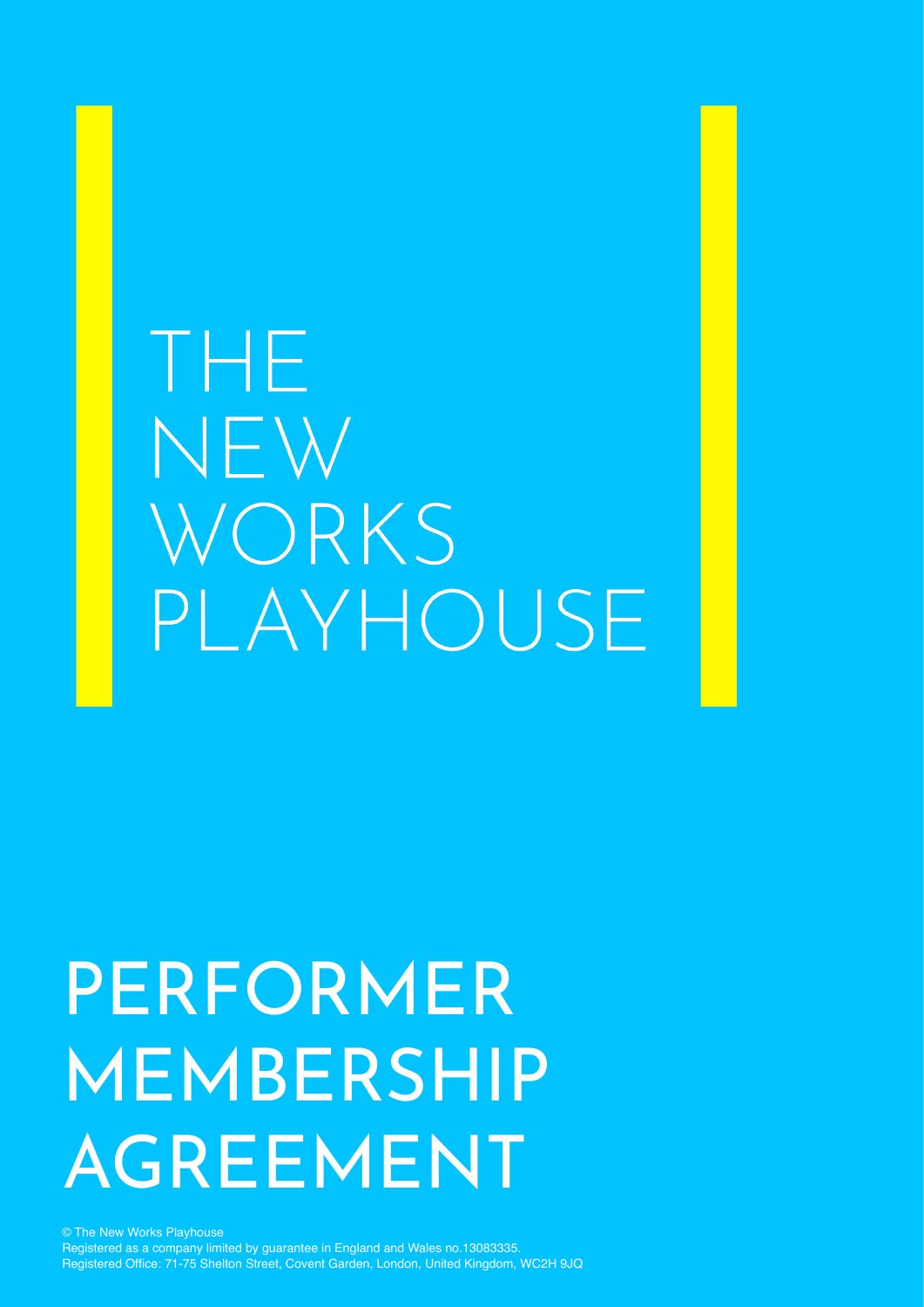# THE NEW WORKS PLAYHOUSE

# PERFORMER MEMBERSHIP AGREEMENT

© The New Works Playhouse
Registered as a company limited by guarantee in England and Wales no.13083335.
Registered Office: 71-75 Shelton Street, Covent Garden, London, United Kingdom, WC2H 9JQ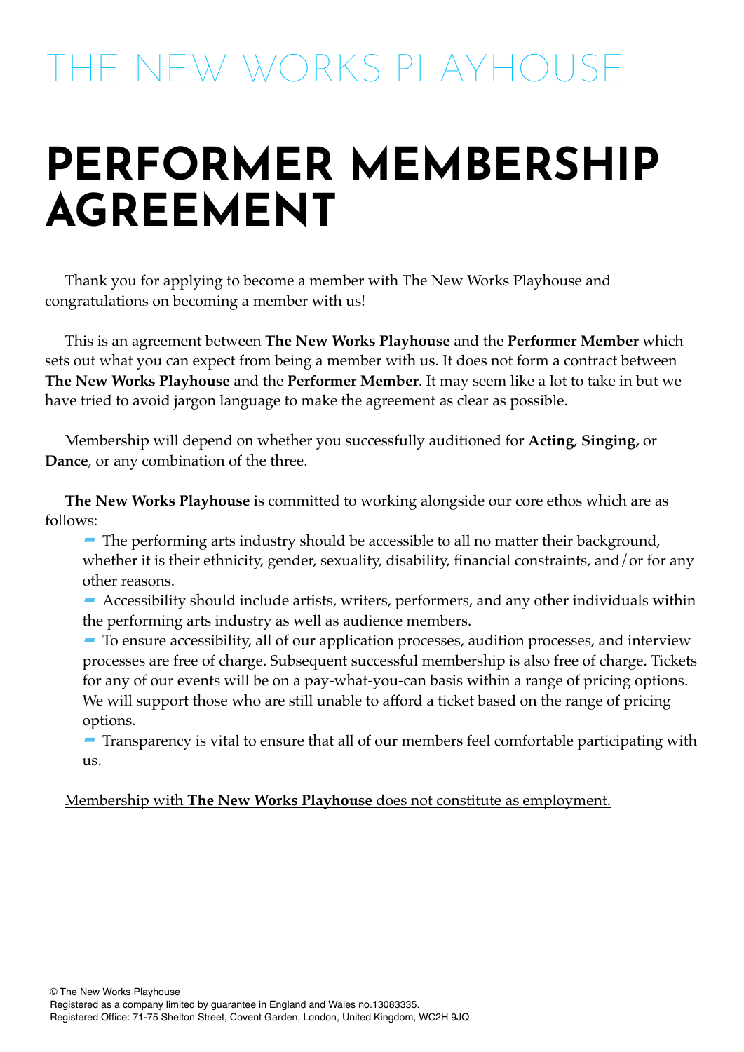THE NEW WORKS PLAYHOUSE

# PERFORMER MEMBERSHIP AGREEMENT

Thank you for applying to become a member with The New Works Playhouse and congratulations on becoming a member with us!

This is an agreement between **The New Works Playhouse** and the **Performer Member** which sets out what you can expect from being a member with us. It does not form a contract between **The New Works Playhouse** and the **Performer Member**. It may seem like a lot to take in but we have tried to avoid jargon language to make the agreement as clear as possible.

Membership will depend on whether you successfully auditioned for **Acting**, **Singing,** or **Dance**, or any combination of the three.

**The New Works Playhouse** is committed to working alongside our core ethos which are as follows:

- The performing arts industry should be accessible to all no matter their background, whether it is their ethnicity, gender, sexuality, disability, financial constraints, and/or for any other reasons.
- Accessibility should include artists, writers, performers, and any other individuals within the performing arts industry as well as audience members.
- To ensure accessibility, all of our application processes, audition processes, and interview processes are free of charge. Subsequent successful membership is also free of charge. Tickets for any of our events will be on a pay-what-you-can basis within a range of pricing options. We will support those who are still unable to afford a ticket based on the range of pricing options.
- Transparency is vital to ensure that all of our members feel comfortable participating with us.

<u>Membership with **The New Works Playhouse** does not constitute as employment.</u>

© The New Works Playhouse
Registered as a company limited by guarantee in England and Wales no.13083335.
Registered Office: 71-75 Shelton Street, Covent Garden, London, United Kingdom, WC2H 9JQ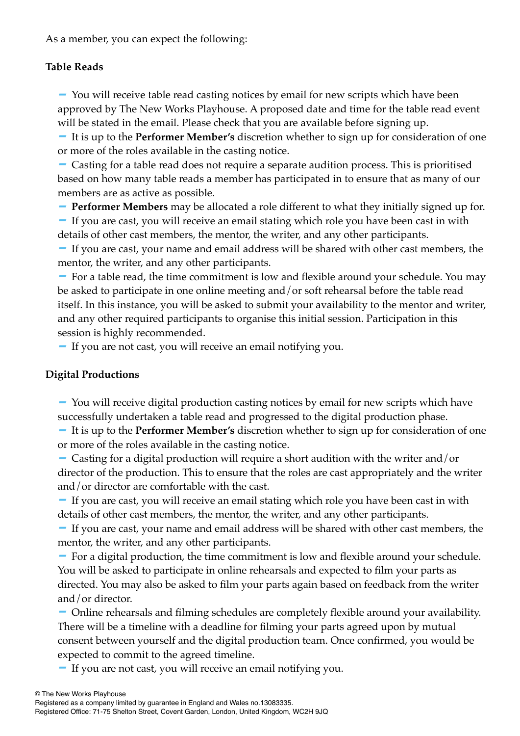As a member, you can expect the following:

**Table Reads**

- You will receive table read casting notices by email for new scripts which have been approved by The New Works Playhouse. A proposed date and time for the table read event will be stated in the email. Please check that you are available before signing up.
- It is up to the **Performer Member's** discretion whether to sign up for consideration of one or more of the roles available in the casting notice.
- Casting for a table read does not require a separate audition process. This is prioritised based on how many table reads a member has participated in to ensure that as many of our members are as active as possible.
- **Performer Members** may be allocated a role different to what they initially signed up for.
- If you are cast, you will receive an email stating which role you have been cast in with details of other cast members, the mentor, the writer, and any other participants.
- If you are cast, your name and email address will be shared with other cast members, the mentor, the writer, and any other participants.
- For a table read, the time commitment is low and flexible around your schedule. You may be asked to participate in one online meeting and/or soft rehearsal before the table read itself. In this instance, you will be asked to submit your availability to the mentor and writer, and any other required participants to organise this initial session. Participation in this session is highly recommended.
- If you are not cast, you will receive an email notifying you.

**Digital Productions**

- You will receive digital production casting notices by email for new scripts which have successfully undertaken a table read and progressed to the digital production phase.
- It is up to the **Performer Member's** discretion whether to sign up for consideration of one or more of the roles available in the casting notice.
- Casting for a digital production will require a short audition with the writer and/or director of the production. This to ensure that the roles are cast appropriately and the writer and/or director are comfortable with the cast.
- If you are cast, you will receive an email stating which role you have been cast in with details of other cast members, the mentor, the writer, and any other participants.
- If you are cast, your name and email address will be shared with other cast members, the mentor, the writer, and any other participants.
- For a digital production, the time commitment is low and flexible around your schedule. You will be asked to participate in online rehearsals and expected to film your parts as directed. You may also be asked to film your parts again based on feedback from the writer and/or director.
- Online rehearsals and filming schedules are completely flexible around your availability. There will be a timeline with a deadline for filming your parts agreed upon by mutual consent between yourself and the digital production team. Once confirmed, you would be expected to commit to the agreed timeline.
- If you are not cast, you will receive an email notifying you.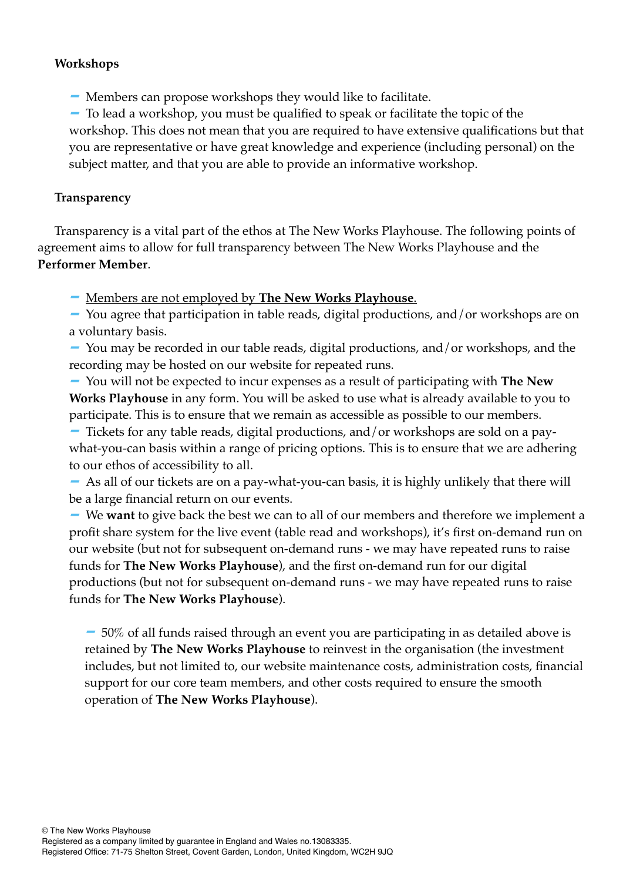**Workshops**

- Members can propose workshops they would like to facilitate.
- To lead a workshop, you must be qualified to speak or facilitate the topic of the workshop. This does not mean that you are required to have extensive qualifications but that you are representative or have great knowledge and experience (including personal) on the subject matter, and that you are able to provide an informative workshop.

**Transparency**

Transparency is a vital part of the ethos at The New Works Playhouse. The following points of agreement aims to allow for full transparency between The New Works Playhouse and the **Performer Member**.

- <u>Members are not employed by **The New Works Playhouse**.</u>
- You agree that participation in table reads, digital productions, and/or workshops are on a voluntary basis.
- You may be recorded in our table reads, digital productions, and/or workshops, and the recording may be hosted on our website for repeated runs.
- You will not be expected to incur expenses as a result of participating with **The New Works Playhouse** in any form. You will be asked to use what is already available to you to participate. This is to ensure that we remain as accessible as possible to our members.
- Tickets for any table reads, digital productions, and/or workshops are sold on a pay-what-you-can basis within a range of pricing options. This is to ensure that we are adhering to our ethos of accessibility to all.
- As all of our tickets are on a pay-what-you-can basis, it is highly unlikely that there will be a large financial return on our events.
- We **want** to give back the best we can to all of our members and therefore we implement a profit share system for the live event (table read and workshops), it's first on-demand run on our website (but not for subsequent on-demand runs - we may have repeated runs to raise funds for **The New Works Playhouse**), and the first on-demand run for our digital productions (but not for subsequent on-demand runs - we may have repeated runs to raise funds for **The New Works Playhouse**).

  - 50% of all funds raised through an event you are participating in as detailed above is retained by **The New Works Playhouse** to reinvest in the organisation (the investment includes, but not limited to, our website maintenance costs, administration costs, financial support for our core team members, and other costs required to ensure the smooth operation of **The New Works Playhouse**).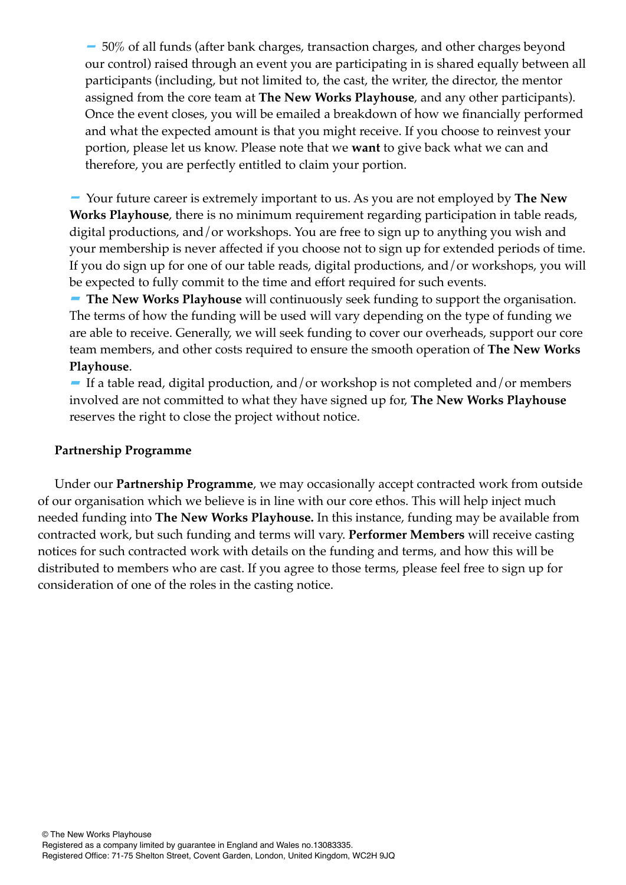- 50% of all funds (after bank charges, transaction charges, and other charges beyond our control) raised through an event you are participating in is shared equally between all participants (including, but not limited to, the cast, the writer, the director, the mentor assigned from the core team at **The New Works Playhouse**, and any other participants). Once the event closes, you will be emailed a breakdown of how we financially performed and what the expected amount is that you might receive. If you choose to reinvest your portion, please let us know. Please note that we **want** to give back what we can and therefore, you are perfectly entitled to claim your portion.

- Your future career is extremely important to us. As you are not employed by **The New Works Playhouse**, there is no minimum requirement regarding participation in table reads, digital productions, and/or workshops. You are free to sign up to anything you wish and your membership is never affected if you choose not to sign up for extended periods of time. If you do sign up for one of our table reads, digital productions, and/or workshops, you will be expected to fully commit to the time and effort required for such events.
- **The New Works Playhouse** will continuously seek funding to support the organisation. The terms of how the funding will be used will vary depending on the type of funding we are able to receive. Generally, we will seek funding to cover our overheads, support our core team members, and other costs required to ensure the smooth operation of **The New Works Playhouse**.
- If a table read, digital production, and/or workshop is not completed and/or members involved are not committed to what they have signed up for, **The New Works Playhouse** reserves the right to close the project without notice.

**Partnership Programme**

Under our **Partnership Programme**, we may occasionally accept contracted work from outside of our organisation which we believe is in line with our core ethos. This will help inject much needed funding into **The New Works Playhouse.** In this instance, funding may be available from contracted work, but such funding and terms will vary. **Performer Members** will receive casting notices for such contracted work with details on the funding and terms, and how this will be distributed to members who are cast. If you agree to those terms, please feel free to sign up for consideration of one of the roles in the casting notice.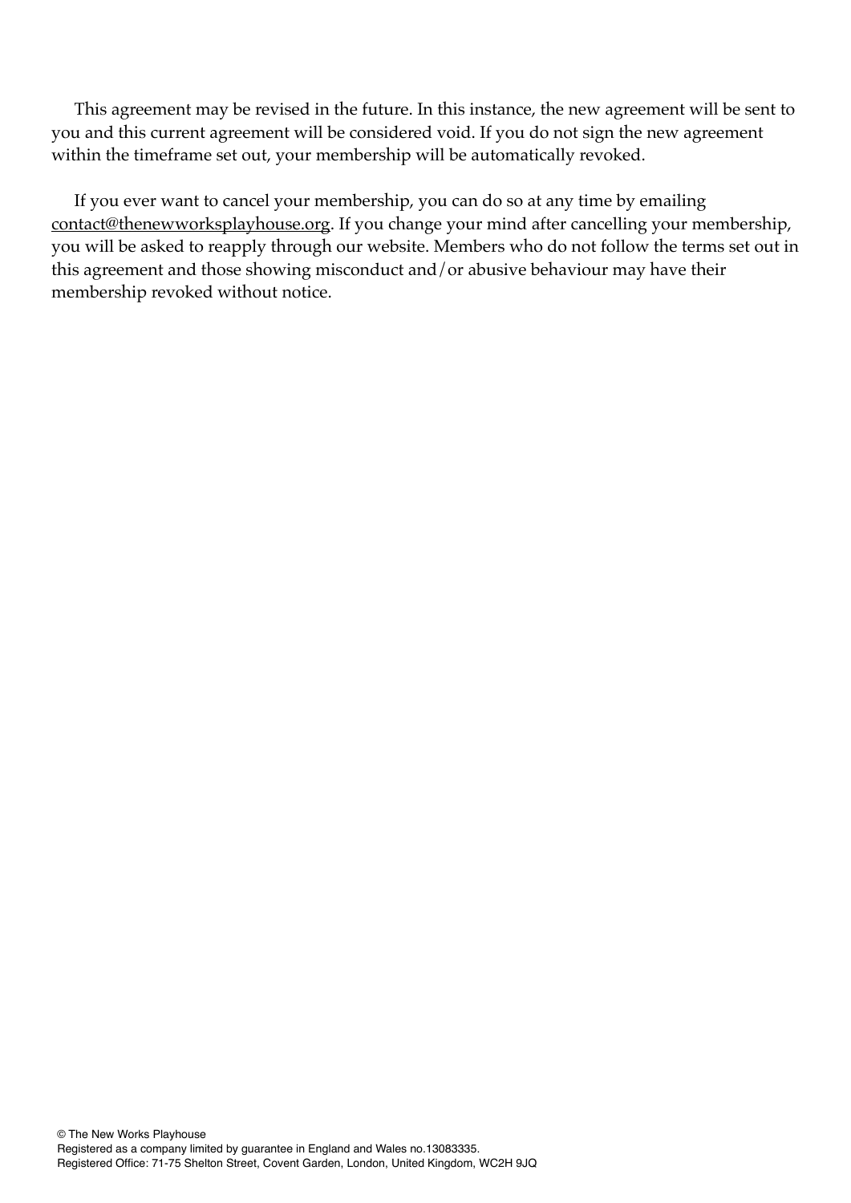This agreement may be revised in the future. In this instance, the new agreement will be sent to you and this current agreement will be considered void. If you do not sign the new agreement within the timeframe set out, your membership will be automatically revoked.

If you ever want to cancel your membership, you can do so at any time by emailing contact@thenewworksplayhouse.org. If you change your mind after cancelling your membership, you will be asked to reapply through our website. Members who do not follow the terms set out in this agreement and those showing misconduct and/or abusive behaviour may have their membership revoked without notice.